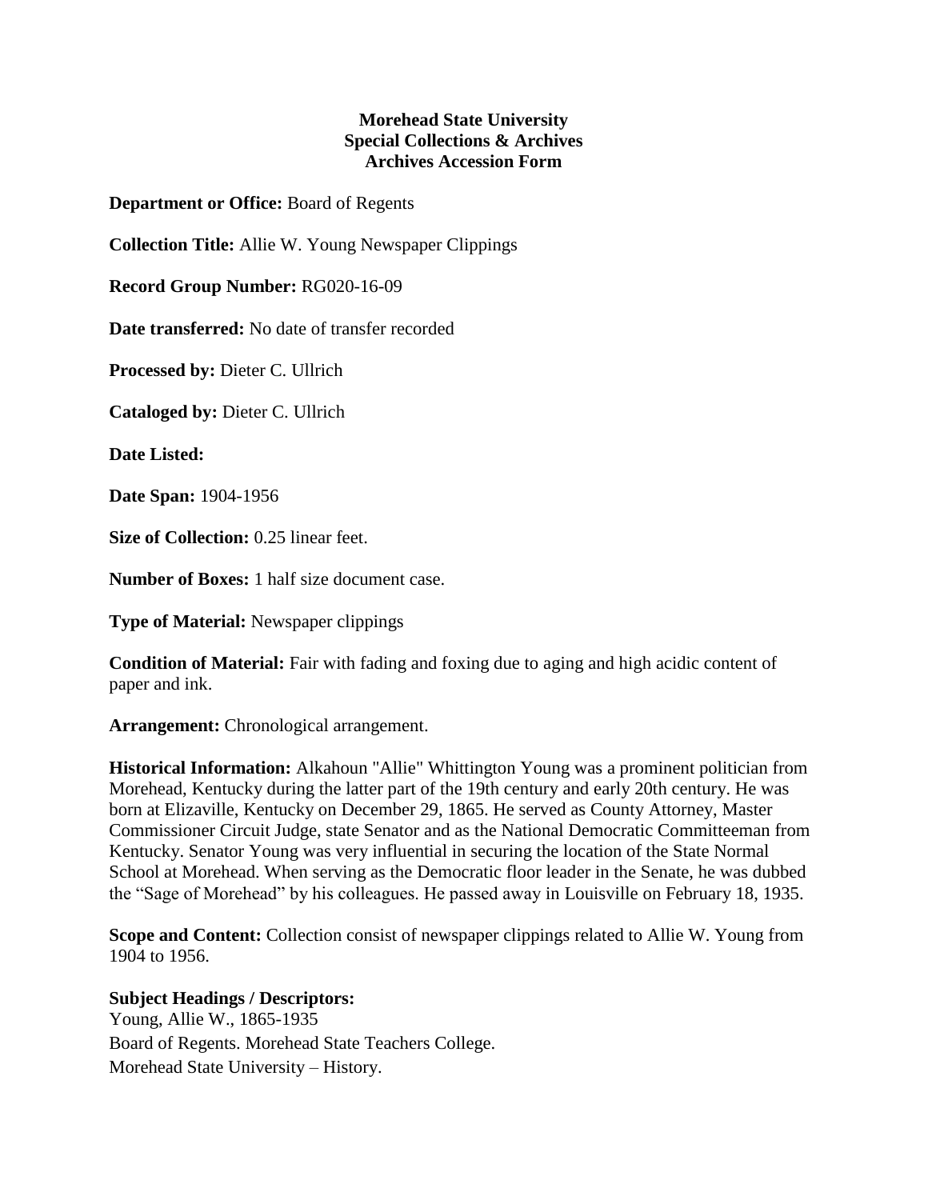**Morehead State University**
**Special Collections & Archives**
**Archives Accession Form**

**Department or Office:** Board of Regents

**Collection Title:** Allie W. Young Newspaper Clippings

**Record Group Number:** RG020-16-09

**Date transferred:** No date of transfer recorded

**Processed by:** Dieter C. Ullrich

**Cataloged by:** Dieter C. Ullrich

**Date Listed:**

**Date Span:** 1904-1956

**Size of Collection:** 0.25 linear feet.

**Number of Boxes:** 1 half size document case.

**Type of Material:** Newspaper clippings

**Condition of Material:** Fair with fading and foxing due to aging and high acidic content of paper and ink.

**Arrangement:** Chronological arrangement.

**Historical Information:** Alkahoun "Allie" Whittington Young was a prominent politician from Morehead, Kentucky during the latter part of the 19th century and early 20th century. He was born at Elizaville, Kentucky on December 29, 1865. He served as County Attorney, Master Commissioner Circuit Judge, state Senator and as the National Democratic Committeeman from Kentucky. Senator Young was very influential in securing the location of the State Normal School at Morehead. When serving as the Democratic floor leader in the Senate, he was dubbed the "Sage of Morehead" by his colleagues. He passed away in Louisville on February 18, 1935.

**Scope and Content:** Collection consist of newspaper clippings related to Allie W. Young from 1904 to 1956.

**Subject Headings / Descriptors:**
Young, Allie W., 1865-1935
Board of Regents. Morehead State Teachers College.
Morehead State University – History.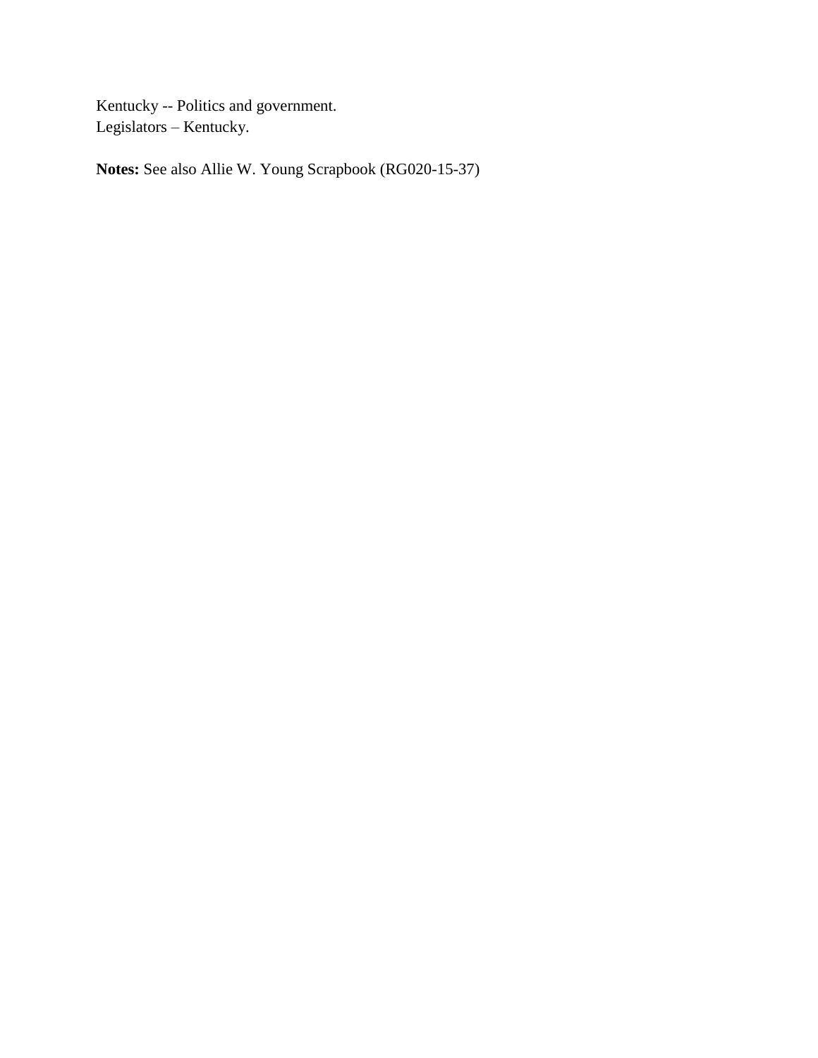Kentucky -- Politics and government.
Legislators – Kentucky.

**Notes:** See also Allie W. Young Scrapbook (RG020-15-37)